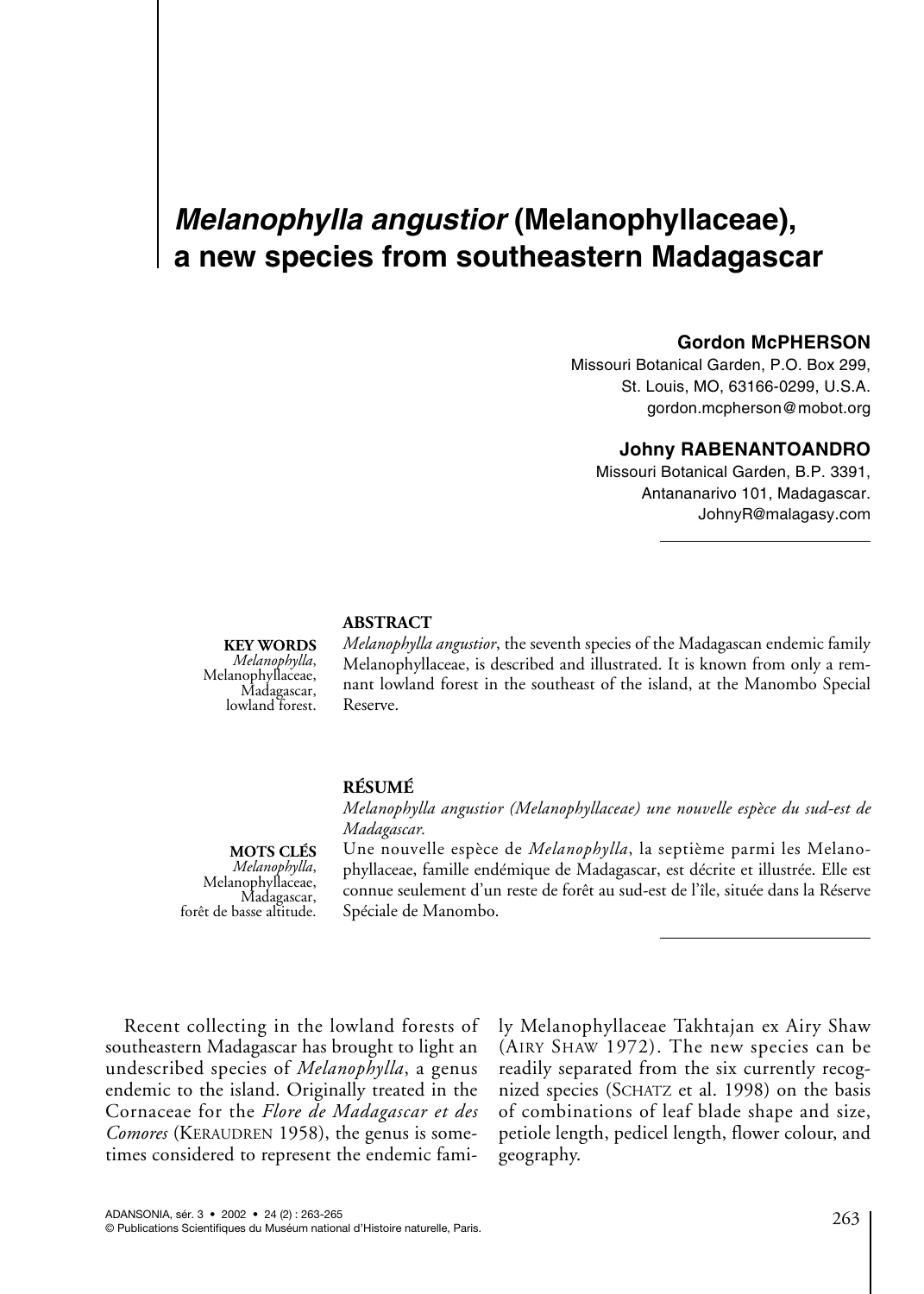# *Melanophylla angustior* (Melanophyllaceae), a new species from southeastern Madagascar

**Gordon McPHERSON**

Missouri Botanical Garden, P.O. Box 299,
St. Louis, MO, 63166-0299, U.S.A.
gordon.mcpherson@mobot.org

**Johny RABENANTOANDRO**

Missouri Botanical Garden, B.P. 3391,
Antananarivo 101, Madagascar.
JohnyR@malagasy.com

## ABSTRACT

*Melanophylla angustior*, the seventh species of the Madagascan endemic family Melanophyllaceae, is described and illustrated. It is known from only a remnant lowland forest in the southeast of the island, at the Manombo Special Reserve.

**KEY WORDS**
*Melanophylla*, Melanophyllaceae, Madagascar, lowland forest.

## RÉSUMÉ

*Melanophylla angustior (Melanophyllaceae) une nouvelle espèce du sud-est de Madagascar.*

Une nouvelle espèce de *Melanophylla*, la septième parmi les Melanophyllaceae, famille endémique de Madagascar, est décrite et illustrée. Elle est connue seulement d'un reste de forêt au sud-est de l'île, située dans la Réserve Spéciale de Manombo.

**MOTS CLÉS**
*Melanophylla*, Melanophyllaceae, Madagascar, forêt de basse altitude.

Recent collecting in the lowland forests of southeastern Madagascar has brought to light an undescribed species of *Melanophylla*, a genus endemic to the island. Originally treated in the Cornaceae for the *Flore de Madagascar et des Comores* (KERAUDREN 1958), the genus is sometimes considered to represent the endemic family Melanophyllaceae Takhtajan ex Airy Shaw (AIRY SHAW 1972). The new species can be readily separated from the six currently recognized species (SCHATZ et al. 1998) on the basis of combinations of leaf blade shape and size, petiole length, pedicel length, flower colour, and geography.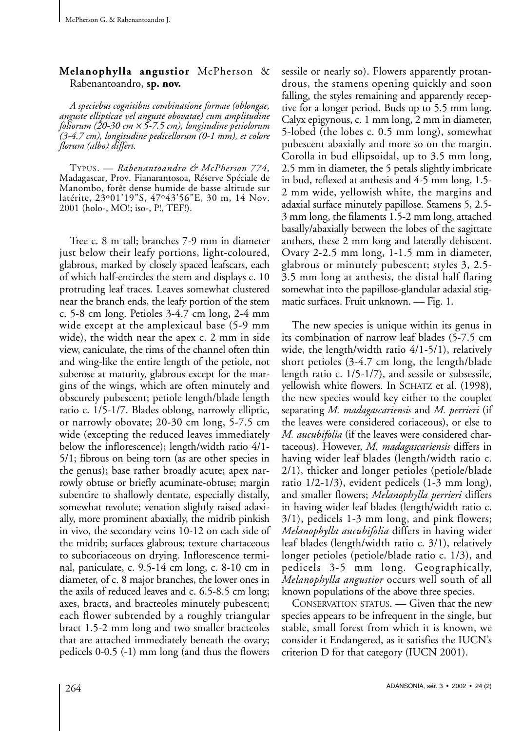## **Melanophylla angustior** McPherson & Rabenantoandro, **sp. nov.**

*A speciebus cognitibus combinatione formae (oblongae, anguste ellipticae vel anguste obovatae) cum amplitudine foliorum (20-30 cm × 5-7.5 cm), longitudine petiolorum (3-4.7 cm), longitudine pedicellorum (0-1 mm), et colore florum (albo) differt.*

TYPUS. — *Rabenantoandro & McPherson 774,* Madagascar, Prov. Fianarantsoa, Réserve Spéciale de Manombo, forêt dense humide de basse altitude sur latérite, 23°01'19"S, 47°43'56"E, 30 m, 14 Nov. 2001 (holo-, MO!; iso-, P!, TEF!).

Tree c. 8 m tall; branches 7-9 mm in diameter just below their leafy portions, light-coloured, glabrous, marked by closely spaced leafscars, each of which half-encircles the stem and displays c. 10 protruding leaf traces. Leaves somewhat clustered near the branch ends, the leafy portion of the stem c. 5-8 cm long. Petioles 3-4.7 cm long, 2-4 mm wide except at the amplexicaul base (5-9 mm wide), the width near the apex c. 2 mm in side view, caniculate, the rims of the channel often thin and wing-like the entire length of the petiole, not suberose at maturity, glabrous except for the margins of the wings, which are often minutely and obscurely pubescent; petiole length/blade length ratio c. 1/5-1/7. Blades oblong, narrowly elliptic, or narrowly obovate; 20-30 cm long, 5-7.5 cm wide (excepting the reduced leaves immediately below the inflorescence); length/width ratio 4/1-5/1; fibrous on being torn (as are other species in the genus); base rather broadly acute; apex narrowly obtuse or briefly acuminate-obtuse; margin subentire to shallowly dentate, especially distally, somewhat revolute; venation slightly raised adaxially, more prominent abaxially, the midrib pinkish in vivo, the secondary veins 10-12 on each side of the midrib; surfaces glabrous; texture chartaceous to subcoriaceous on drying. Inflorescence terminal, paniculate, c. 9.5-14 cm long, c. 8-10 cm in diameter, of c. 8 major branches, the lower ones in the axils of reduced leaves and c. 6.5-8.5 cm long; axes, bracts, and bracteoles minutely pubescent; each flower subtended by a roughly triangular bract 1.5-2 mm long and two smaller bracteoles that are attached immediately beneath the ovary; pedicels 0-0.5 (-1) mm long (and thus the flowers sessile or nearly so). Flowers apparently protandrous, the stamens opening quickly and soon falling, the styles remaining and apparently receptive for a longer period. Buds up to 5.5 mm long. Calyx epigynous, c. 1 mm long, 2 mm in diameter, 5-lobed (the lobes c. 0.5 mm long), somewhat pubescent abaxially and more so on the margin. Corolla in bud ellipsoidal, up to 3.5 mm long, 2.5 mm in diameter, the 5 petals slightly imbricate in bud, reflexed at anthesis and 4-5 mm long, 1.5-2 mm wide, yellowish white, the margins and adaxial surface minutely papillose. Stamens 5, 2.5-3 mm long, the filaments 1.5-2 mm long, attached basally/abaxially between the lobes of the sagittate anthers, these 2 mm long and laterally dehiscent. Ovary 2-2.5 mm long, 1-1.5 mm in diameter, glabrous or minutely pubescent; styles 3, 2.5-3.5 mm long at anthesis, the distal half flaring somewhat into the papillose-glandular adaxial stigmatic surfaces. Fruit unknown. — Fig. 1.

The new species is unique within its genus in its combination of narrow leaf blades (5-7.5 cm wide, the length/width ratio 4/1-5/1), relatively short petioles (3-4.7 cm long, the length/blade length ratio c. 1/5-1/7), and sessile or subsessile, yellowish white flowers. In SCHATZ et al. (1998), the new species would key either to the couplet separating *M. madagascariensis* and *M. perrieri* (if the leaves were considered coriaceous), or else to *M. aucubifolia* (if the leaves were considered chartaceous). However, *M. madagascariensis* differs in having wider leaf blades (length/width ratio c. 2/1), thicker and longer petioles (petiole/blade ratio 1/2-1/3), evident pedicels (1-3 mm long), and smaller flowers; *Melanophylla perrieri* differs in having wider leaf blades (length/width ratio c. 3/1), pedicels 1-3 mm long, and pink flowers; *Melanophylla aucubifolia* differs in having wider leaf blades (length/width ratio c. 3/1), relatively longer petioles (petiole/blade ratio c. 1/3), and pedicels 3-5 mm long. Geographically, *Melanophylla angustior* occurs well south of all known populations of the above three species.

CONSERVATION STATUS. — Given that the new species appears to be infrequent in the single, but stable, small forest from which it is known, we consider it Endangered, as it satisfies the IUCN's criterion D for that category (IUCN 2001).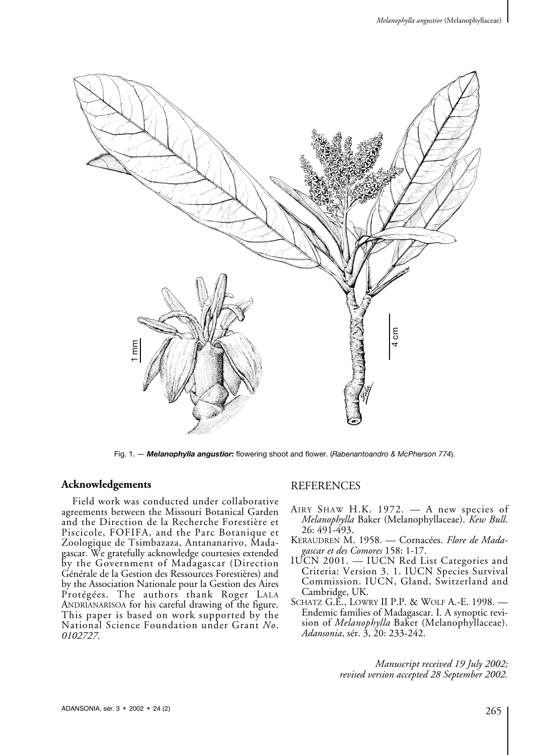1 mm

4 cm

Fig. 1. — ***Melanophylla angustior:*** flowering shoot and flower. (*Rabenantoandro & McPherson 774*).

## Acknowledgements

Field work was conducted under collaborative agreements between the Missouri Botanical Garden and the Direction de la Recherche Forestière et Piscicole, FOFIFA, and the Parc Botanique et Zoologique de Tsimbazaza, Antananarivo, Madagascar. We gratefully acknowledge courtesies extended by the Government of Madagascar (Direction Générale de la Gestion des Ressources Forestières) and by the Association Nationale pour la Gestion des Aires Protégées. The authors thank Roger LALA ANDRIANARISOA for his careful drawing of the figure. This paper is based on work supported by the National Science Foundation under Grant *No. 0102727*.

## REFERENCES

AIRY SHAW H.K. 1972. — A new species of *Melanophylla* Baker (Melanophyllaceae). *Kew Bull.* 26: 491-493.

KERAUDREN M. 1958. — Cornacées. *Flore de Madagascar et des Comores* 158: 1-17.

IUCN 2001. — IUCN Red List Categories and Criteria: Version 3. 1. IUCN Species Survival Commission. IUCN, Gland, Switzerland and Cambridge, UK.

SCHATZ G.E., LOWRY II P.P. & WOLF A.-E. 1998. — Endemic families of Madagascar. I. A synoptic revision of *Melanophylla* Baker (Melanophyllaceae). *Adansonia*, sér. 3, 20: 233-242.

*Manuscript received 19 July 2002;*
*revised version accepted 28 September 2002.*